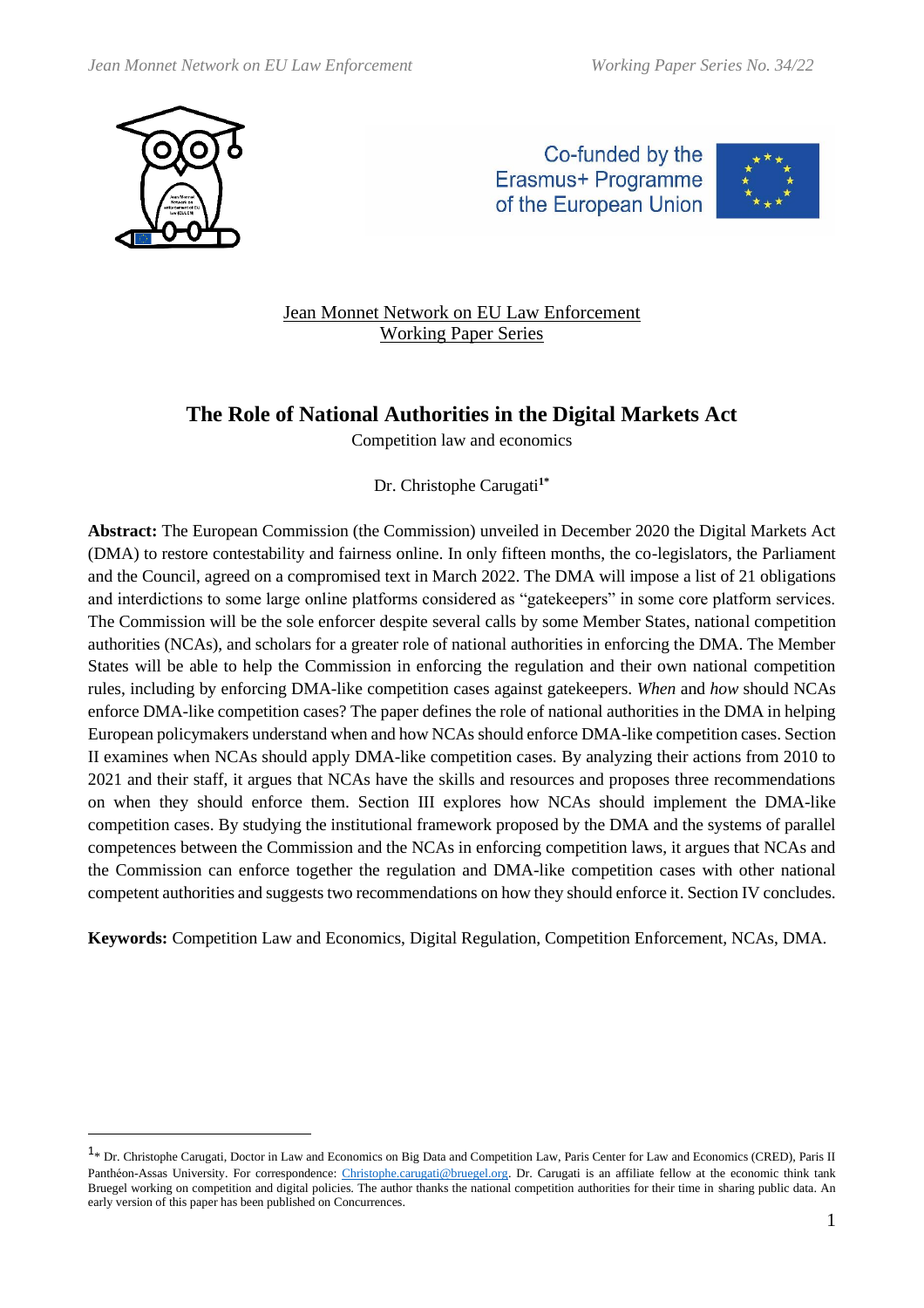Jean Monnet Network on EU Law Enforcement
Working Paper Series

# The Role of National Authorities in the Digital Markets Act

Competition law and economics

Dr. Christophe Carugati[1*]

**Abstract:** The European Commission (the Commission) unveiled in December 2020 the Digital Markets Act (DMA) to restore contestability and fairness online. In only fifteen months, the co-legislators, the Parliament and the Council, agreed on a compromised text in March 2022. The DMA will impose a list of 21 obligations and interdictions to some large online platforms considered as "gatekeepers" in some core platform services. The Commission will be the sole enforcer despite several calls by some Member States, national competition authorities (NCAs), and scholars for a greater role of national authorities in enforcing the DMA. The Member States will be able to help the Commission in enforcing the regulation and their own national competition rules, including by enforcing DMA-like competition cases against gatekeepers. *When* and *how* should NCAs enforce DMA-like competition cases? The paper defines the role of national authorities in the DMA in helping European policymakers understand when and how NCAs should enforce DMA-like competition cases. Section II examines when NCAs should apply DMA-like competition cases. By analyzing their actions from 2010 to 2021 and their staff, it argues that NCAs have the skills and resources and proposes three recommendations on when they should enforce them. Section III explores how NCAs should implement the DMA-like competition cases. By studying the institutional framework proposed by the DMA and the systems of parallel competences between the Commission and the NCAs in enforcing competition laws, it argues that NCAs and the Commission can enforce together the regulation and DMA-like competition cases with other national competent authorities and suggests two recommendations on how they should enforce it. Section IV concludes.

**Keywords:** Competition Law and Economics, Digital Regulation, Competition Enforcement, NCAs, DMA.

---

[1*] Dr. Christophe Carugati, Doctor in Law and Economics on Big Data and Competition Law, Paris Center for Law and Economics (CRED), Paris II Panthéon-Assas University. For correspondence: Christophe.carugati@bruegel.org. Dr. Carugati is an affiliate fellow at the economic think tank Bruegel working on competition and digital policies. The author thanks the national competition authorities for their time in sharing public data. An early version of this paper has been published on Concurrences.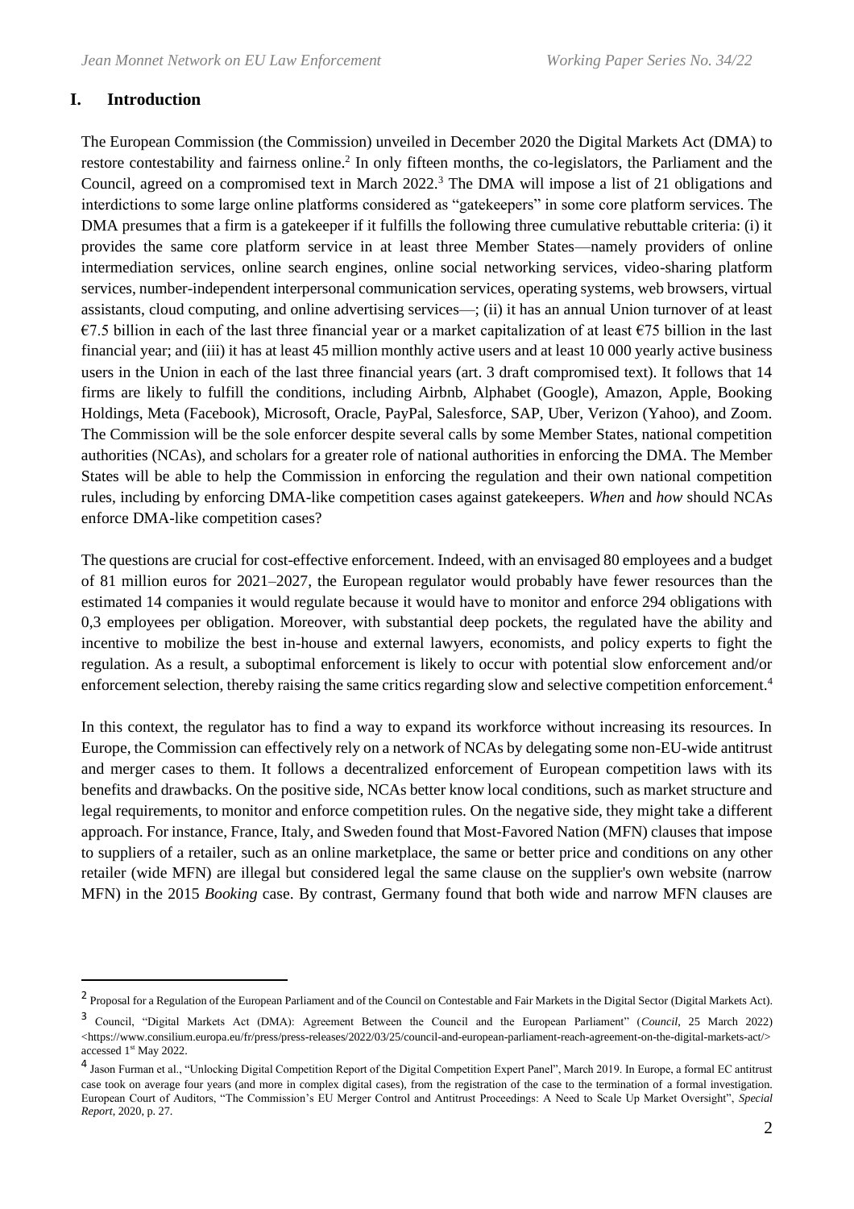## I. Introduction

The European Commission (the Commission) unveiled in December 2020 the Digital Markets Act (DMA) to restore contestability and fairness online.[2] In only fifteen months, the co-legislators, the Parliament and the Council, agreed on a compromised text in March 2022.[3] The DMA will impose a list of 21 obligations and interdictions to some large online platforms considered as "gatekeepers" in some core platform services. The DMA presumes that a firm is a gatekeeper if it fulfills the following three cumulative rebuttable criteria: (i) it provides the same core platform service in at least three Member States—namely providers of online intermediation services, online search engines, online social networking services, video-sharing platform services, number-independent interpersonal communication services, operating systems, web browsers, virtual assistants, cloud computing, and online advertising services—; (ii) it has an annual Union turnover of at least €7.5 billion in each of the last three financial year or a market capitalization of at least €75 billion in the last financial year; and (iii) it has at least 45 million monthly active users and at least 10 000 yearly active business users in the Union in each of the last three financial years (art. 3 draft compromised text). It follows that 14 firms are likely to fulfill the conditions, including Airbnb, Alphabet (Google), Amazon, Apple, Booking Holdings, Meta (Facebook), Microsoft, Oracle, PayPal, Salesforce, SAP, Uber, Verizon (Yahoo), and Zoom. The Commission will be the sole enforcer despite several calls by some Member States, national competition authorities (NCAs), and scholars for a greater role of national authorities in enforcing the DMA. The Member States will be able to help the Commission in enforcing the regulation and their own national competition rules, including by enforcing DMA-like competition cases against gatekeepers. *When* and *how* should NCAs enforce DMA-like competition cases?

The questions are crucial for cost-effective enforcement. Indeed, with an envisaged 80 employees and a budget of 81 million euros for 2021–2027, the European regulator would probably have fewer resources than the estimated 14 companies it would regulate because it would have to monitor and enforce 294 obligations with 0,3 employees per obligation. Moreover, with substantial deep pockets, the regulated have the ability and incentive to mobilize the best in-house and external lawyers, economists, and policy experts to fight the regulation. As a result, a suboptimal enforcement is likely to occur with potential slow enforcement and/or enforcement selection, thereby raising the same critics regarding slow and selective competition enforcement.[4]

In this context, the regulator has to find a way to expand its workforce without increasing its resources. In Europe, the Commission can effectively rely on a network of NCAs by delegating some non-EU-wide antitrust and merger cases to them. It follows a decentralized enforcement of European competition laws with its benefits and drawbacks. On the positive side, NCAs better know local conditions, such as market structure and legal requirements, to monitor and enforce competition rules. On the negative side, they might take a different approach. For instance, France, Italy, and Sweden found that Most-Favored Nation (MFN) clauses that impose to suppliers of a retailer, such as an online marketplace, the same or better price and conditions on any other retailer (wide MFN) are illegal but considered legal the same clause on the supplier's own website (narrow MFN) in the 2015 *Booking* case. By contrast, Germany found that both wide and narrow MFN clauses are

---

[2] Proposal for a Regulation of the European Parliament and of the Council on Contestable and Fair Markets in the Digital Sector (Digital Markets Act).

[3] Council, "Digital Markets Act (DMA): Agreement Between the Council and the European Parliament" (*Council*, 25 March 2022) <https://www.consilium.europa.eu/fr/press/press-releases/2022/03/25/council-and-european-parliament-reach-agreement-on-the-digital-markets-act/> accessed 1st May 2022.

[4] Jason Furman et al., "Unlocking Digital Competition Report of the Digital Competition Expert Panel", March 2019. In Europe, a formal EC antitrust case took on average four years (and more in complex digital cases), from the registration of the case to the termination of a formal investigation. European Court of Auditors, "The Commission's EU Merger Control and Antitrust Proceedings: A Need to Scale Up Market Oversight", *Special Report*, 2020, p. 27.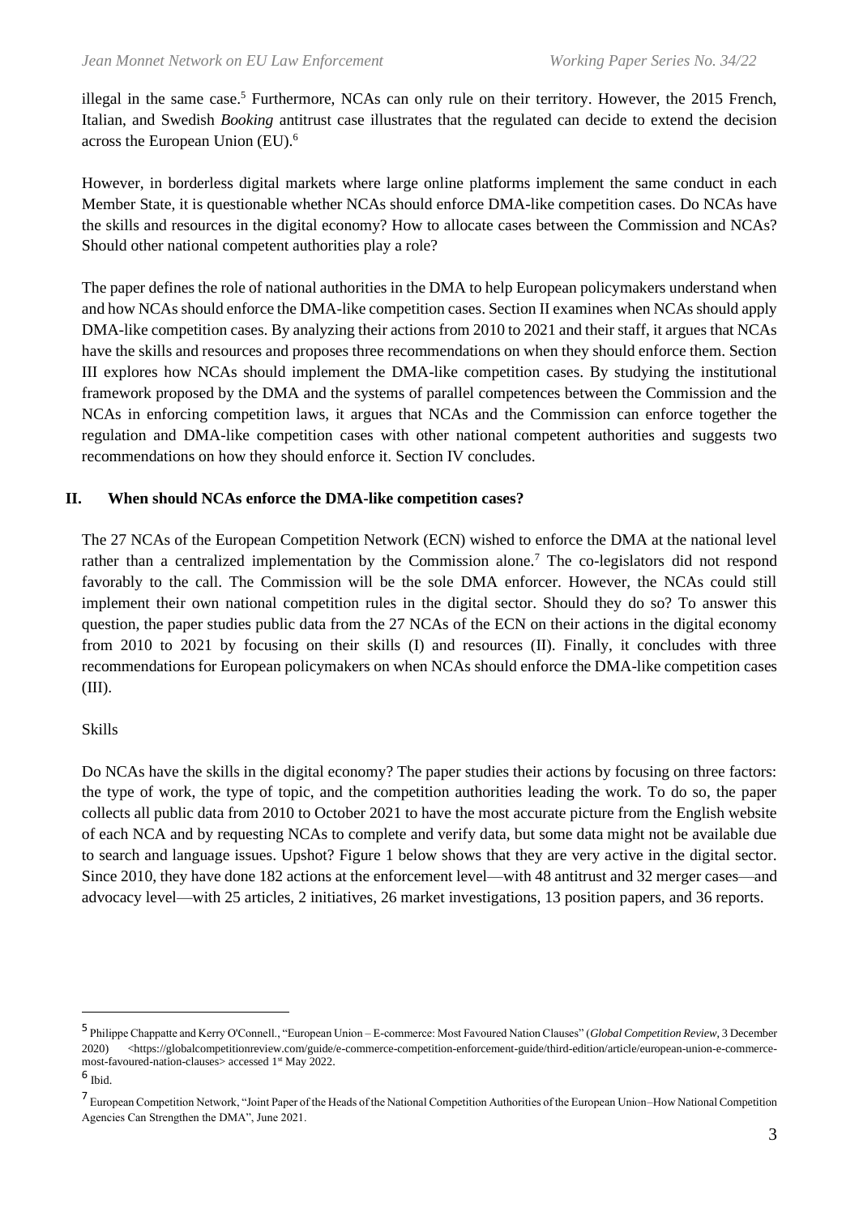illegal in the same case.[5] Furthermore, NCAs can only rule on their territory. However, the 2015 French, Italian, and Swedish *Booking* antitrust case illustrates that the regulated can decide to extend the decision across the European Union (EU).[6]

However, in borderless digital markets where large online platforms implement the same conduct in each Member State, it is questionable whether NCAs should enforce DMA-like competition cases. Do NCAs have the skills and resources in the digital economy? How to allocate cases between the Commission and NCAs? Should other national competent authorities play a role?

The paper defines the role of national authorities in the DMA to help European policymakers understand when and how NCAs should enforce the DMA-like competition cases. Section II examines when NCAs should apply DMA-like competition cases. By analyzing their actions from 2010 to 2021 and their staff, it argues that NCAs have the skills and resources and proposes three recommendations on when they should enforce them. Section III explores how NCAs should implement the DMA-like competition cases. By studying the institutional framework proposed by the DMA and the systems of parallel competences between the Commission and the NCAs in enforcing competition laws, it argues that NCAs and the Commission can enforce together the regulation and DMA-like competition cases with other national competent authorities and suggests two recommendations on how they should enforce it. Section IV concludes.

## II. When should NCAs enforce the DMA-like competition cases?

The 27 NCAs of the European Competition Network (ECN) wished to enforce the DMA at the national level rather than a centralized implementation by the Commission alone.[7] The co-legislators did not respond favorably to the call. The Commission will be the sole DMA enforcer. However, the NCAs could still implement their own national competition rules in the digital sector. Should they do so? To answer this question, the paper studies public data from the 27 NCAs of the ECN on their actions in the digital economy from 2010 to 2021 by focusing on their skills (I) and resources (II). Finally, it concludes with three recommendations for European policymakers on when NCAs should enforce the DMA-like competition cases (III).

### Skills

Do NCAs have the skills in the digital economy? The paper studies their actions by focusing on three factors: the type of work, the type of topic, and the competition authorities leading the work. To do so, the paper collects all public data from 2010 to October 2021 to have the most accurate picture from the English website of each NCA and by requesting NCAs to complete and verify data, but some data might not be available due to search and language issues. Upshot? Figure 1 below shows that they are very active in the digital sector. Since 2010, they have done 182 actions at the enforcement level—with 48 antitrust and 32 merger cases—and advocacy level—with 25 articles, 2 initiatives, 26 market investigations, 13 position papers, and 36 reports.

---

[5] Philippe Chappatte and Kerry O'Connell., "European Union – E-commerce: Most Favoured Nation Clauses" (*Global Competition Review*, 3 December 2020) <https://globalcompetitionreview.com/guide/e-commerce-competition-enforcement-guide/third-edition/article/european-union-e-commerce-most-favoured-nation-clauses> accessed 1st May 2022.

[6] Ibid.

[7] European Competition Network, "Joint Paper of the Heads of the National Competition Authorities of the European Union–How National Competition Agencies Can Strengthen the DMA", June 2021.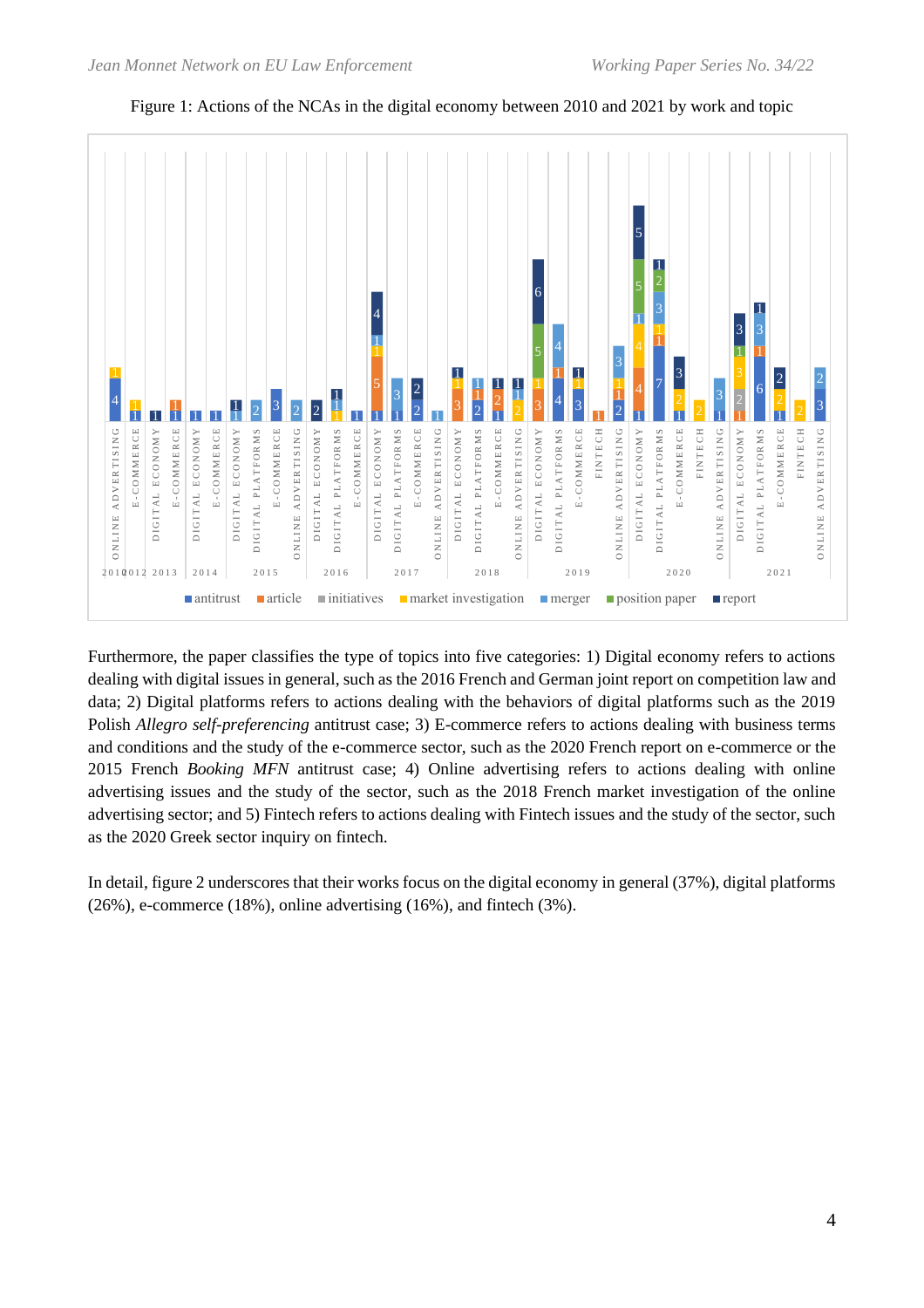Figure 1: Actions of the NCAs in the digital economy between 2010 and 2021 by work and topic

Furthermore, the paper classifies the type of topics into five categories: 1) Digital economy refers to actions dealing with digital issues in general, such as the 2016 French and German joint report on competition law and data; 2) Digital platforms refers to actions dealing with the behaviors of digital platforms such as the 2019 Polish *Allegro self-preferencing* antitrust case; 3) E-commerce refers to actions dealing with business terms and conditions and the study of the e-commerce sector, such as the 2020 French report on e-commerce or the 2015 French *Booking MFN* antitrust case; 4) Online advertising refers to actions dealing with online advertising issues and the study of the sector, such as the 2018 French market investigation of the online advertising sector; and 5) Fintech refers to actions dealing with Fintech issues and the study of the sector, such as the 2020 Greek sector inquiry on fintech.

In detail, figure 2 underscores that their works focus on the digital economy in general (37%), digital platforms (26%), e-commerce (18%), online advertising (16%), and fintech (3%).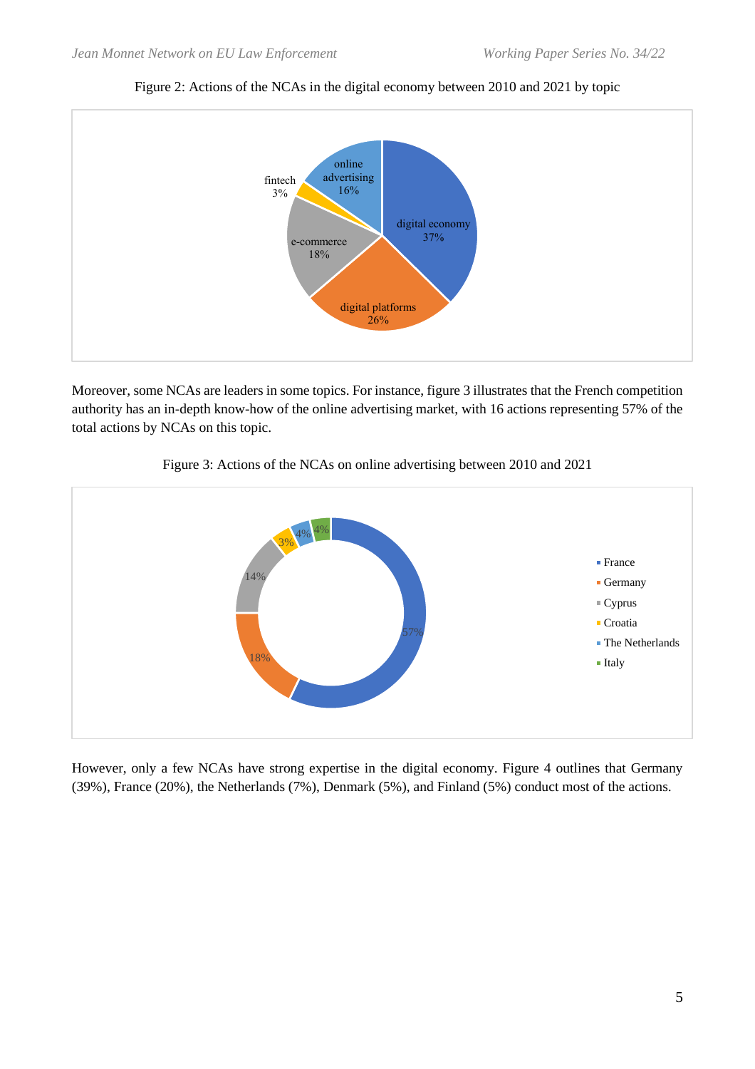Figure 2: Actions of the NCAs in the digital economy between 2010 and 2021 by topic

Moreover, some NCAs are leaders in some topics. For instance, figure 3 illustrates that the French competition authority has an in-depth know-how of the online advertising market, with 16 actions representing 57% of the total actions by NCAs on this topic.

Figure 3: Actions of the NCAs on online advertising between 2010 and 2021

However, only a few NCAs have strong expertise in the digital economy. Figure 4 outlines that Germany (39%), France (20%), the Netherlands (7%), Denmark (5%), and Finland (5%) conduct most of the actions.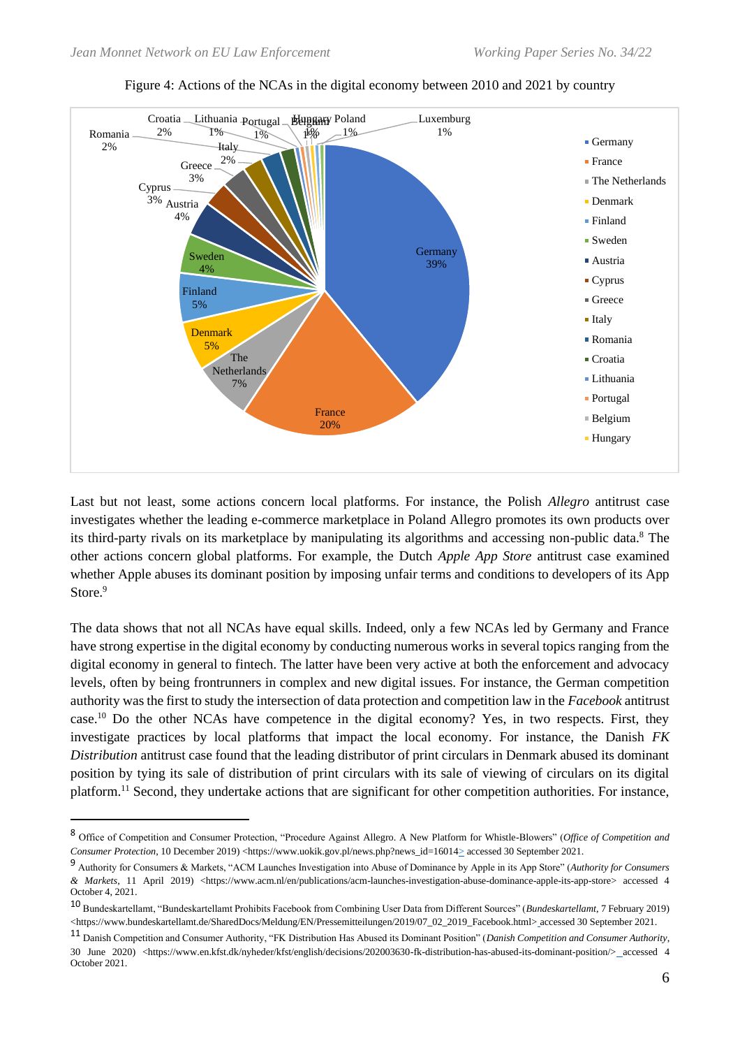Figure 4: Actions of the NCAs in the digital economy between 2010 and 2021 by country

Last but not least, some actions concern local platforms. For instance, the Polish *Allegro* antitrust case investigates whether the leading e-commerce marketplace in Poland Allegro promotes its own products over its third-party rivals on its marketplace by manipulating its algorithms and accessing non-public data.[8] The other actions concern global platforms. For example, the Dutch *Apple App Store* antitrust case examined whether Apple abuses its dominant position by imposing unfair terms and conditions to developers of its App Store.[9]

The data shows that not all NCAs have equal skills. Indeed, only a few NCAs led by Germany and France have strong expertise in the digital economy by conducting numerous works in several topics ranging from the digital economy in general to fintech. The latter have been very active at both the enforcement and advocacy levels, often by being frontrunners in complex and new digital issues. For instance, the German competition authority was the first to study the intersection of data protection and competition law in the *Facebook* antitrust case.[10] Do the other NCAs have competence in the digital economy? Yes, in two respects. First, they investigate practices by local platforms that impact the local economy. For instance, the Danish *FK Distribution* antitrust case found that the leading distributor of print circulars in Denmark abused its dominant position by tying its sale of distribution of print circulars with its sale of viewing of circulars on its digital platform.[11] Second, they undertake actions that are significant for other competition authorities. For instance,

---

[8] Office of Competition and Consumer Protection, "Procedure Against Allegro. A New Platform for Whistle-Blowers" (*Office of Competition and Consumer Protection*, 10 December 2019) <https://www.uokik.gov.pl/news.php?news_id=16014> accessed 30 September 2021.

[9] Authority for Consumers & Markets, "ACM Launches Investigation into Abuse of Dominance by Apple in its App Store" (*Authority for Consumers & Markets*, 11 April 2019) <https://www.acm.nl/en/publications/acm-launches-investigation-abuse-dominance-apple-its-app-store> accessed 4 October 4, 2021.

[10] Bundeskartellamt, "Bundeskartellamt Prohibits Facebook from Combining User Data from Different Sources" (*Bundeskartellamt*, 7 February 2019) <https://www.bundeskartellamt.de/SharedDocs/Meldung/EN/Pressemitteilungen/2019/07_02_2019_Facebook.html> accessed 30 September 2021.

[11] Danish Competition and Consumer Authority, "FK Distribution Has Abused its Dominant Position" (*Danish Competition and Consumer Authority*, 30 June 2020) <https://www.en.kfst.dk/nyheder/kfst/english/decisions/202003630-fk-distribution-has-abused-its-dominant-position/> accessed 4 October 2021.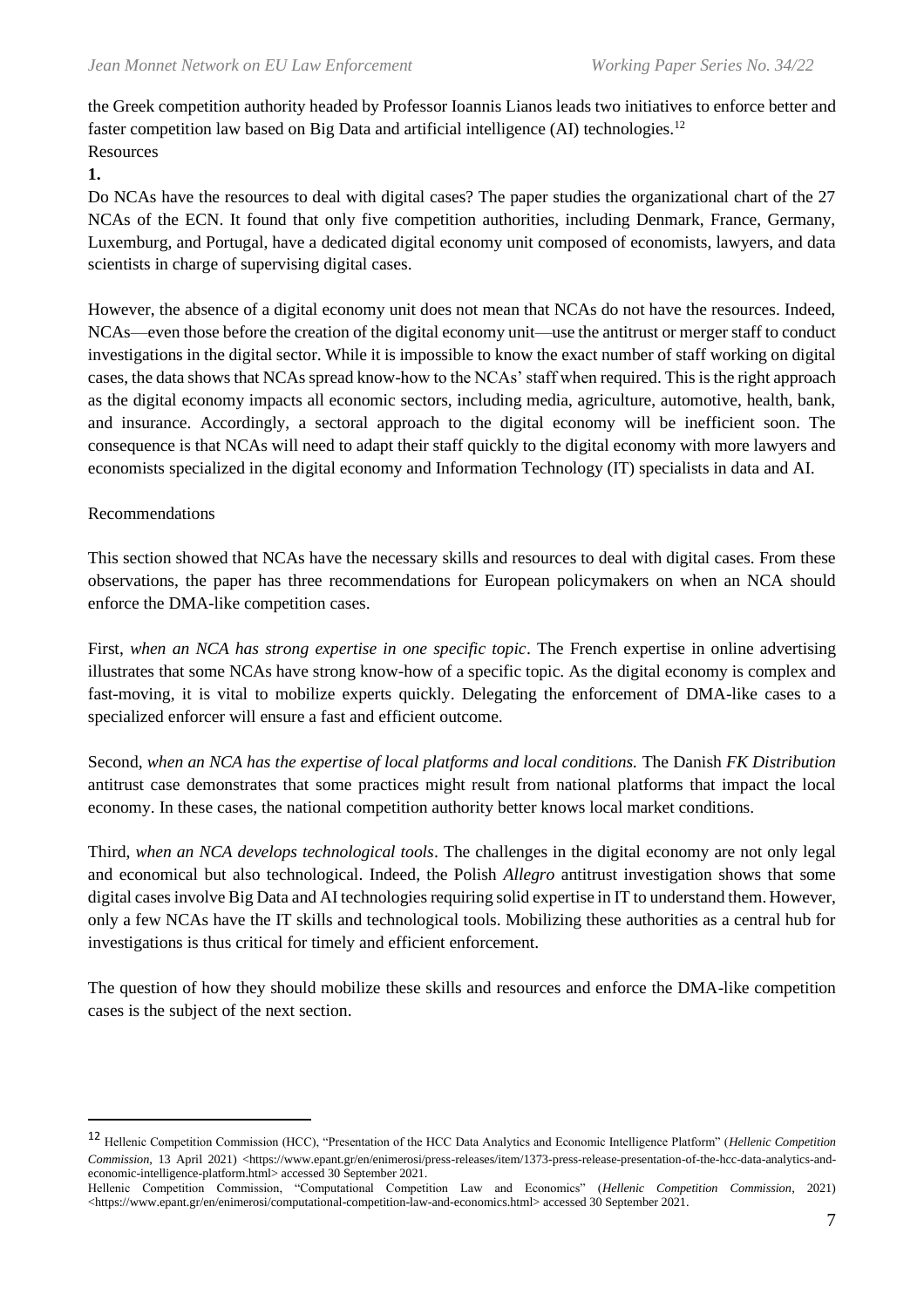the Greek competition authority headed by Professor Ioannis Lianos leads two initiatives to enforce better and faster competition law based on Big Data and artificial intelligence (AI) technologies.[12]

Resources

**1.**

Do NCAs have the resources to deal with digital cases? The paper studies the organizational chart of the 27 NCAs of the ECN. It found that only five competition authorities, including Denmark, France, Germany, Luxemburg, and Portugal, have a dedicated digital economy unit composed of economists, lawyers, and data scientists in charge of supervising digital cases.

However, the absence of a digital economy unit does not mean that NCAs do not have the resources. Indeed, NCAs—even those before the creation of the digital economy unit—use the antitrust or merger staff to conduct investigations in the digital sector. While it is impossible to know the exact number of staff working on digital cases, the data shows that NCAs spread know-how to the NCAs' staff when required. This is the right approach as the digital economy impacts all economic sectors, including media, agriculture, automotive, health, bank, and insurance. Accordingly, a sectoral approach to the digital economy will be inefficient soon. The consequence is that NCAs will need to adapt their staff quickly to the digital economy with more lawyers and economists specialized in the digital economy and Information Technology (IT) specialists in data and AI.

Recommendations

This section showed that NCAs have the necessary skills and resources to deal with digital cases. From these observations, the paper has three recommendations for European policymakers on when an NCA should enforce the DMA-like competition cases.

First, *when an NCA has strong expertise in one specific topic*. The French expertise in online advertising illustrates that some NCAs have strong know-how of a specific topic. As the digital economy is complex and fast-moving, it is vital to mobilize experts quickly. Delegating the enforcement of DMA-like cases to a specialized enforcer will ensure a fast and efficient outcome.

Second, *when an NCA has the expertise of local platforms and local conditions.* The Danish *FK Distribution* antitrust case demonstrates that some practices might result from national platforms that impact the local economy. In these cases, the national competition authority better knows local market conditions.

Third, *when an NCA develops technological tools*. The challenges in the digital economy are not only legal and economical but also technological. Indeed, the Polish *Allegro* antitrust investigation shows that some digital cases involve Big Data and AI technologies requiring solid expertise in IT to understand them. However, only a few NCAs have the IT skills and technological tools. Mobilizing these authorities as a central hub for investigations is thus critical for timely and efficient enforcement.

The question of how they should mobilize these skills and resources and enforce the DMA-like competition cases is the subject of the next section.

---

[12] Hellenic Competition Commission (HCC), "Presentation of the HCC Data Analytics and Economic Intelligence Platform" (*Hellenic Competition Commission*, 13 April 2021) <https://www.epant.gr/en/enimerosi/press-releases/item/1373-press-release-presentation-of-the-hcc-data-analytics-and-economic-intelligence-platform.html> accessed 30 September 2021.
Hellenic Competition Commission, "Computational Competition Law and Economics" (*Hellenic Competition Commission*, 2021) <https://www.epant.gr/en/enimerosi/computational-competition-law-and-economics.html> accessed 30 September 2021.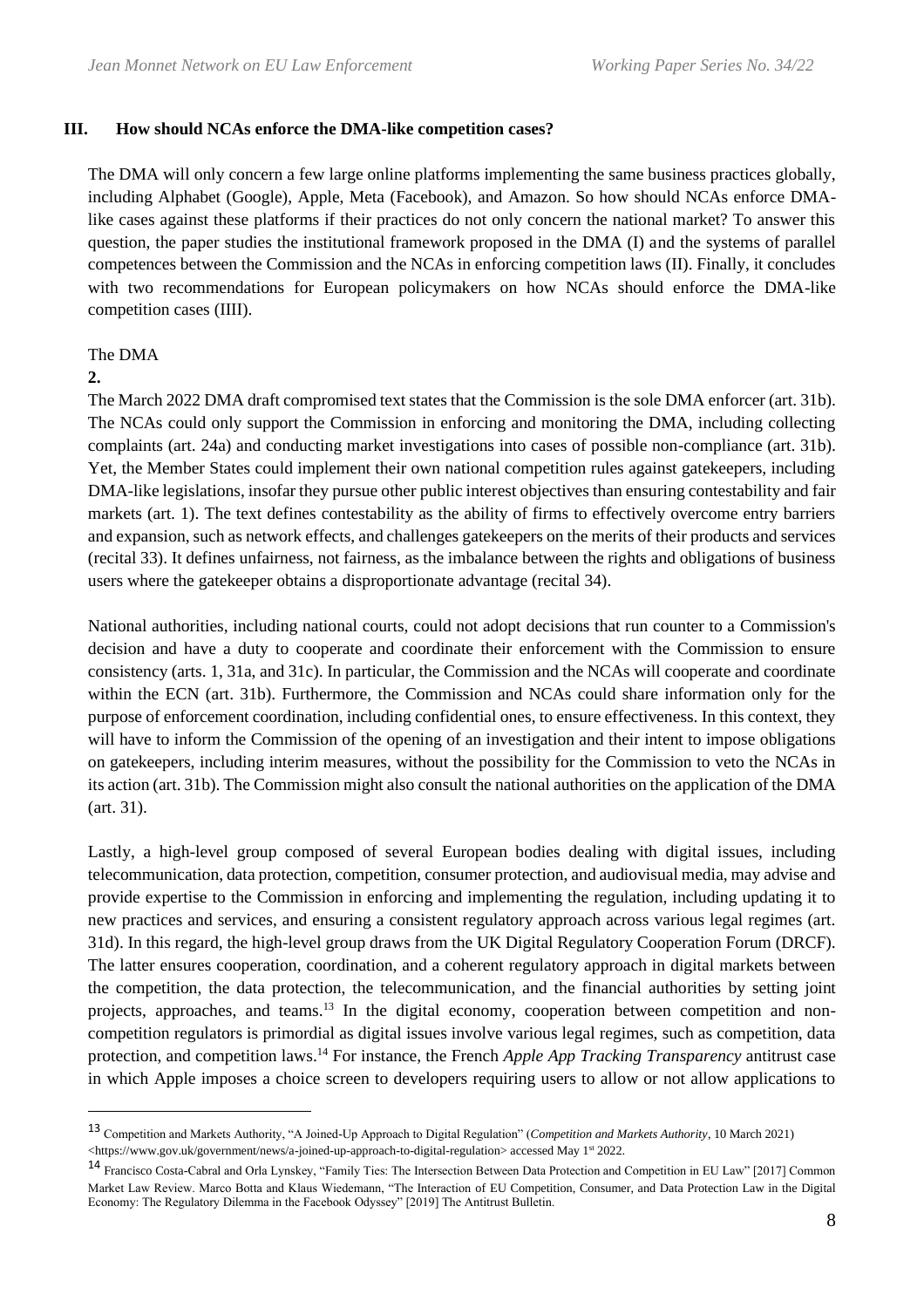## III. How should NCAs enforce the DMA-like competition cases?

The DMA will only concern a few large online platforms implementing the same business practices globally, including Alphabet (Google), Apple, Meta (Facebook), and Amazon. So how should NCAs enforce DMA-like cases against these platforms if their practices do not only concern the national market? To answer this question, the paper studies the institutional framework proposed in the DMA (I) and the systems of parallel competences between the Commission and the NCAs in enforcing competition laws (II). Finally, it concludes with two recommendations for European policymakers on how NCAs should enforce the DMA-like competition cases (IIII).

The DMA

**2.**

The March 2022 DMA draft compromised text states that the Commission is the sole DMA enforcer (art. 31b). The NCAs could only support the Commission in enforcing and monitoring the DMA, including collecting complaints (art. 24a) and conducting market investigations into cases of possible non-compliance (art. 31b). Yet, the Member States could implement their own national competition rules against gatekeepers, including DMA-like legislations, insofar they pursue other public interest objectives than ensuring contestability and fair markets (art. 1). The text defines contestability as the ability of firms to effectively overcome entry barriers and expansion, such as network effects, and challenges gatekeepers on the merits of their products and services (recital 33). It defines unfairness, not fairness, as the imbalance between the rights and obligations of business users where the gatekeeper obtains a disproportionate advantage (recital 34).

National authorities, including national courts, could not adopt decisions that run counter to a Commission's decision and have a duty to cooperate and coordinate their enforcement with the Commission to ensure consistency (arts. 1, 31a, and 31c). In particular, the Commission and the NCAs will cooperate and coordinate within the ECN (art. 31b). Furthermore, the Commission and NCAs could share information only for the purpose of enforcement coordination, including confidential ones, to ensure effectiveness. In this context, they will have to inform the Commission of the opening of an investigation and their intent to impose obligations on gatekeepers, including interim measures, without the possibility for the Commission to veto the NCAs in its action (art. 31b). The Commission might also consult the national authorities on the application of the DMA (art. 31).

Lastly, a high-level group composed of several European bodies dealing with digital issues, including telecommunication, data protection, competition, consumer protection, and audiovisual media, may advise and provide expertise to the Commission in enforcing and implementing the regulation, including updating it to new practices and services, and ensuring a consistent regulatory approach across various legal regimes (art. 31d). In this regard, the high-level group draws from the UK Digital Regulatory Cooperation Forum (DRCF). The latter ensures cooperation, coordination, and a coherent regulatory approach in digital markets between the competition, the data protection, the telecommunication, and the financial authorities by setting joint projects, approaches, and teams.[13] In the digital economy, cooperation between competition and non-competition regulators is primordial as digital issues involve various legal regimes, such as competition, data protection, and competition laws.[14] For instance, the French *Apple App Tracking Transparency* antitrust case in which Apple imposes a choice screen to developers requiring users to allow or not allow applications to

---

[13] Competition and Markets Authority, "A Joined-Up Approach to Digital Regulation" (*Competition and Markets Authority*, 10 March 2021) <https://www.gov.uk/government/news/a-joined-up-approach-to-digital-regulation> accessed May 1st 2022.

[14] Francisco Costa-Cabral and Orla Lynskey, "Family Ties: The Intersection Between Data Protection and Competition in EU Law" [2017] Common Market Law Review. Marco Botta and Klaus Wiedemann, "The Interaction of EU Competition, Consumer, and Data Protection Law in the Digital Economy: The Regulatory Dilemma in the Facebook Odyssey" [2019] The Antitrust Bulletin.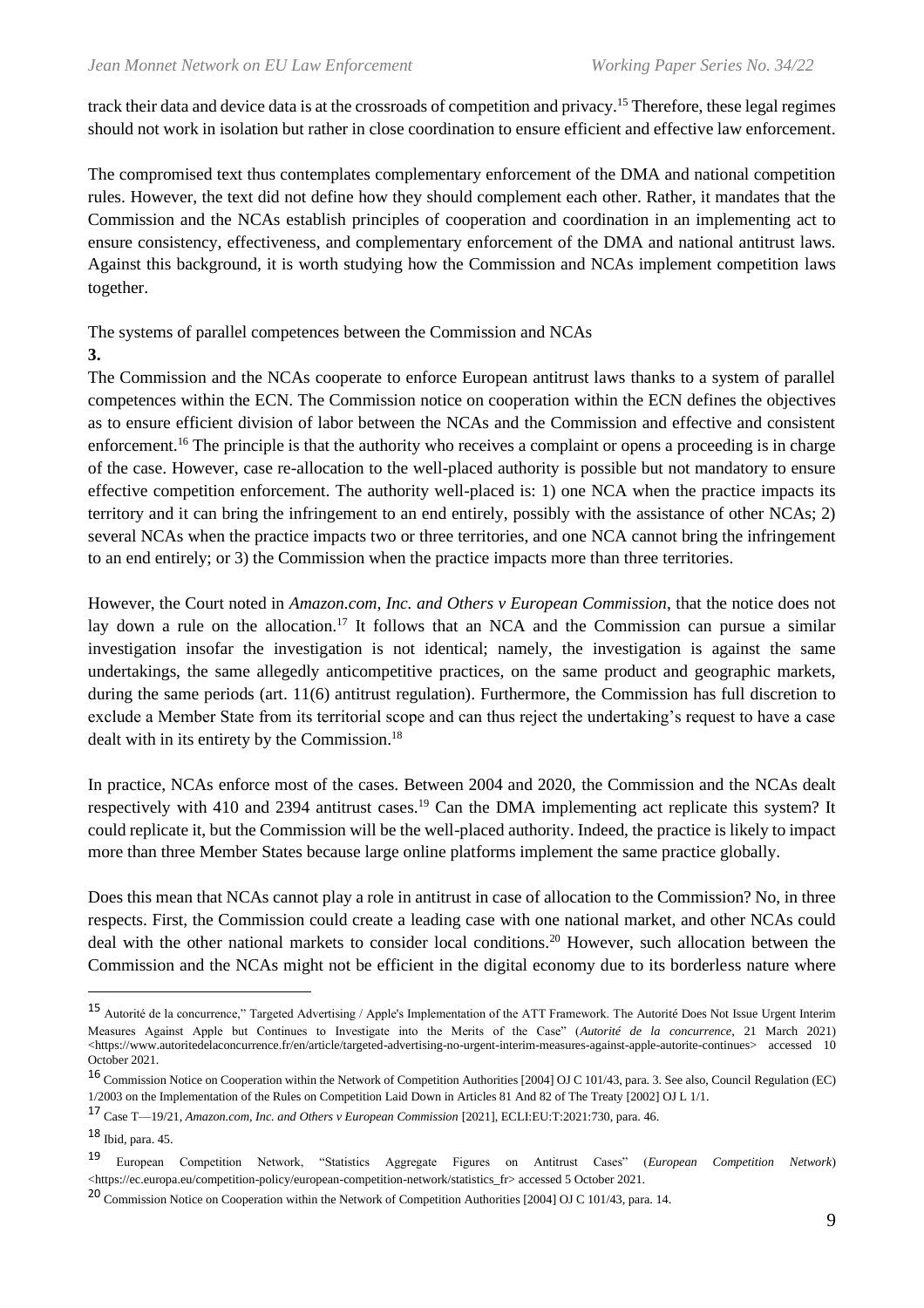track their data and device data is at the crossroads of competition and privacy.[15] Therefore, these legal regimes should not work in isolation but rather in close coordination to ensure efficient and effective law enforcement.

The compromised text thus contemplates complementary enforcement of the DMA and national competition rules. However, the text did not define how they should complement each other. Rather, it mandates that the Commission and the NCAs establish principles of cooperation and coordination in an implementing act to ensure consistency, effectiveness, and complementary enforcement of the DMA and national antitrust laws. Against this background, it is worth studying how the Commission and NCAs implement competition laws together.

## 3. The systems of parallel competences between the Commission and NCAs

The Commission and the NCAs cooperate to enforce European antitrust laws thanks to a system of parallel competences within the ECN. The Commission notice on cooperation within the ECN defines the objectives as to ensure efficient division of labor between the NCAs and the Commission and effective and consistent enforcement.[16] The principle is that the authority who receives a complaint or opens a proceeding is in charge of the case. However, case re-allocation to the well-placed authority is possible but not mandatory to ensure effective competition enforcement. The authority well-placed is: 1) one NCA when the practice impacts its territory and it can bring the infringement to an end entirely, possibly with the assistance of other NCAs; 2) several NCAs when the practice impacts two or three territories, and one NCA cannot bring the infringement to an end entirely; or 3) the Commission when the practice impacts more than three territories.

However, the Court noted in *Amazon.com, Inc. and Others v European Commission*, that the notice does not lay down a rule on the allocation.[17] It follows that an NCA and the Commission can pursue a similar investigation insofar the investigation is not identical; namely, the investigation is against the same undertakings, the same allegedly anticompetitive practices, on the same product and geographic markets, during the same periods (art. 11(6) antitrust regulation). Furthermore, the Commission has full discretion to exclude a Member State from its territorial scope and can thus reject the undertaking's request to have a case dealt with in its entirety by the Commission.[18]

In practice, NCAs enforce most of the cases. Between 2004 and 2020, the Commission and the NCAs dealt respectively with 410 and 2394 antitrust cases.[19] Can the DMA implementing act replicate this system? It could replicate it, but the Commission will be the well-placed authority. Indeed, the practice is likely to impact more than three Member States because large online platforms implement the same practice globally.

Does this mean that NCAs cannot play a role in antitrust in case of allocation to the Commission? No, in three respects. First, the Commission could create a leading case with one national market, and other NCAs could deal with the other national markets to consider local conditions.[20] However, such allocation between the Commission and the NCAs might not be efficient in the digital economy due to its borderless nature where

---

[15] Autorité de la concurrence," Targeted Advertising / Apple's Implementation of the ATT Framework. The Autorité Does Not Issue Urgent Interim Measures Against Apple but Continues to Investigate into the Merits of the Case" (*Autorité de la concurrence*, 21 March 2021) <https://www.autoritedelaconcurrence.fr/en/article/targeted-advertising-no-urgent-interim-measures-against-apple-autorite-continues> accessed 10 October 2021.

[16] Commission Notice on Cooperation within the Network of Competition Authorities [2004] OJ C 101/43, para. 3. See also, Council Regulation (EC) 1/2003 on the Implementation of the Rules on Competition Laid Down in Articles 81 And 82 of The Treaty [2002] OJ L 1/1.

[17] Case T—19/21, *Amazon.com, Inc. and Others v European Commission* [2021], ECLI:EU:T:2021:730, para. 46.

[18] Ibid, para. 45.

[19] European Competition Network, "Statistics Aggregate Figures on Antitrust Cases" (*European Competition Network*) <https://ec.europa.eu/competition-policy/european-competition-network/statistics_fr> accessed 5 October 2021.

[20] Commission Notice on Cooperation within the Network of Competition Authorities [2004] OJ C 101/43, para. 14.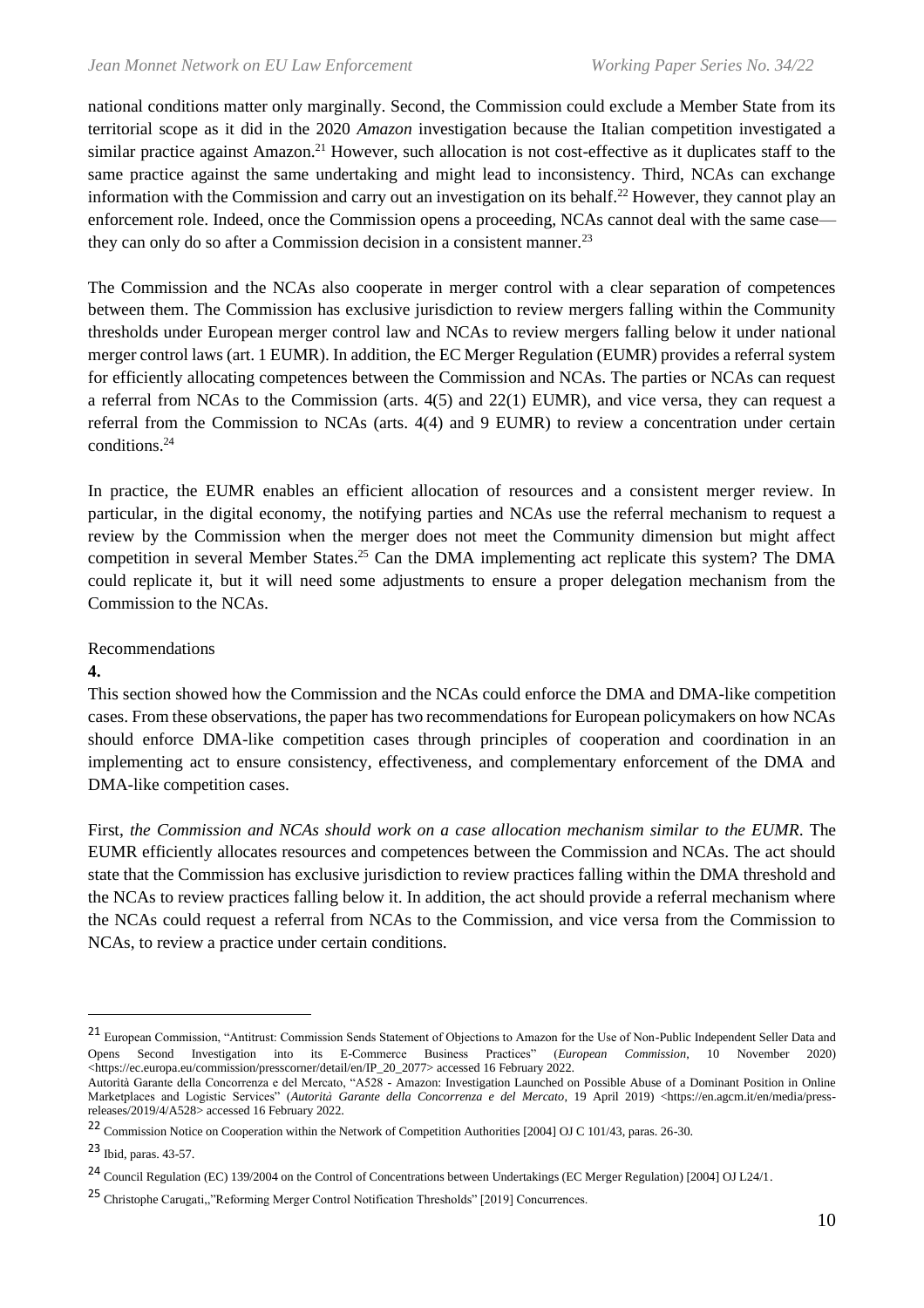national conditions matter only marginally. Second, the Commission could exclude a Member State from its territorial scope as it did in the 2020 *Amazon* investigation because the Italian competition investigated a similar practice against Amazon.[21] However, such allocation is not cost-effective as it duplicates staff to the same practice against the same undertaking and might lead to inconsistency. Third, NCAs can exchange information with the Commission and carry out an investigation on its behalf.[22] However, they cannot play an enforcement role. Indeed, once the Commission opens a proceeding, NCAs cannot deal with the same case—they can only do so after a Commission decision in a consistent manner.[23]

The Commission and the NCAs also cooperate in merger control with a clear separation of competences between them. The Commission has exclusive jurisdiction to review mergers falling within the Community thresholds under European merger control law and NCAs to review mergers falling below it under national merger control laws (art. 1 EUMR). In addition, the EC Merger Regulation (EUMR) provides a referral system for efficiently allocating competences between the Commission and NCAs. The parties or NCAs can request a referral from NCAs to the Commission (arts. 4(5) and 22(1) EUMR), and vice versa, they can request a referral from the Commission to NCAs (arts. 4(4) and 9 EUMR) to review a concentration under certain conditions.[24]

In practice, the EUMR enables an efficient allocation of resources and a consistent merger review. In particular, in the digital economy, the notifying parties and NCAs use the referral mechanism to request a review by the Commission when the merger does not meet the Community dimension but might affect competition in several Member States.[25] Can the DMA implementing act replicate this system? The DMA could replicate it, but it will need some adjustments to ensure a proper delegation mechanism from the Commission to the NCAs.

## 4. Recommendations

This section showed how the Commission and the NCAs could enforce the DMA and DMA-like competition cases. From these observations, the paper has two recommendations for European policymakers on how NCAs should enforce DMA-like competition cases through principles of cooperation and coordination in an implementing act to ensure consistency, effectiveness, and complementary enforcement of the DMA and DMA-like competition cases.

First, *the Commission and NCAs should work on a case allocation mechanism similar to the EUMR*. The EUMR efficiently allocates resources and competences between the Commission and NCAs. The act should state that the Commission has exclusive jurisdiction to review practices falling within the DMA threshold and the NCAs to review practices falling below it. In addition, the act should provide a referral mechanism where the NCAs could request a referral from NCAs to the Commission, and vice versa from the Commission to NCAs, to review a practice under certain conditions.

---

[21] European Commission, "Antitrust: Commission Sends Statement of Objections to Amazon for the Use of Non-Public Independent Seller Data and Opens Second Investigation into its E-Commerce Business Practices" (*European Commission*, 10 November 2020) <https://ec.europa.eu/commission/presscorner/detail/en/IP_20_2077> accessed 16 February 2022.
Autorità Garante della Concorrenza e del Mercato, "A528 - Amazon: Investigation Launched on Possible Abuse of a Dominant Position in Online Marketplaces and Logistic Services" (*Autorità Garante della Concorrenza e del Mercato*, 19 April 2019) <https://en.agcm.it/en/media/press-releases/2019/4/A528> accessed 16 February 2022.

[22] Commission Notice on Cooperation within the Network of Competition Authorities [2004] OJ C 101/43, paras. 26-30.

[23] Ibid, paras. 43-57.

[24] Council Regulation (EC) 139/2004 on the Control of Concentrations between Undertakings (EC Merger Regulation) [2004] OJ L24/1.

[25] Christophe Carugati,,"Reforming Merger Control Notification Thresholds" [2019] Concurrences.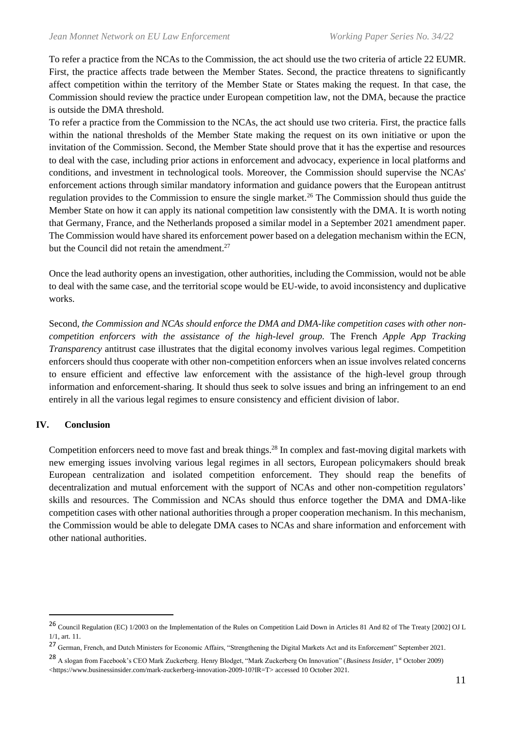To refer a practice from the NCAs to the Commission, the act should use the two criteria of article 22 EUMR. First, the practice affects trade between the Member States. Second, the practice threatens to significantly affect competition within the territory of the Member State or States making the request. In that case, the Commission should review the practice under European competition law, not the DMA, because the practice is outside the DMA threshold.

To refer a practice from the Commission to the NCAs, the act should use two criteria. First, the practice falls within the national thresholds of the Member State making the request on its own initiative or upon the invitation of the Commission. Second, the Member State should prove that it has the expertise and resources to deal with the case, including prior actions in enforcement and advocacy, experience in local platforms and conditions, and investment in technological tools. Moreover, the Commission should supervise the NCAs' enforcement actions through similar mandatory information and guidance powers that the European antitrust regulation provides to the Commission to ensure the single market.[26] The Commission should thus guide the Member State on how it can apply its national competition law consistently with the DMA. It is worth noting that Germany, France, and the Netherlands proposed a similar model in a September 2021 amendment paper. The Commission would have shared its enforcement power based on a delegation mechanism within the ECN, but the Council did not retain the amendment.[27]

Once the lead authority opens an investigation, other authorities, including the Commission, would not be able to deal with the same case, and the territorial scope would be EU-wide, to avoid inconsistency and duplicative works.

Second, *the Commission and NCAs should enforce the DMA and DMA-like competition cases with other non-competition enforcers with the assistance of the high-level group.* The French *Apple App Tracking Transparency* antitrust case illustrates that the digital economy involves various legal regimes. Competition enforcers should thus cooperate with other non-competition enforcers when an issue involves related concerns to ensure efficient and effective law enforcement with the assistance of the high-level group through information and enforcement-sharing. It should thus seek to solve issues and bring an infringement to an end entirely in all the various legal regimes to ensure consistency and efficient division of labor.

## IV. Conclusion

Competition enforcers need to move fast and break things.[28] In complex and fast-moving digital markets with new emerging issues involving various legal regimes in all sectors, European policymakers should break European centralization and isolated competition enforcement. They should reap the benefits of decentralization and mutual enforcement with the support of NCAs and other non-competition regulators' skills and resources. The Commission and NCAs should thus enforce together the DMA and DMA-like competition cases with other national authorities through a proper cooperation mechanism. In this mechanism, the Commission would be able to delegate DMA cases to NCAs and share information and enforcement with other national authorities.

---

[26] Council Regulation (EC) 1/2003 on the Implementation of the Rules on Competition Laid Down in Articles 81 And 82 of The Treaty [2002] OJ L 1/1, art. 11.

[27] German, French, and Dutch Ministers for Economic Affairs, "Strengthening the Digital Markets Act and its Enforcement" September 2021.

[28] A slogan from Facebook's CEO Mark Zuckerberg. Henry Blodget, "Mark Zuckerberg On Innovation" (*Business Insider*, 1st October 2009) <https://www.businessinsider.com/mark-zuckerberg-innovation-2009-10?IR=T> accessed 10 October 2021.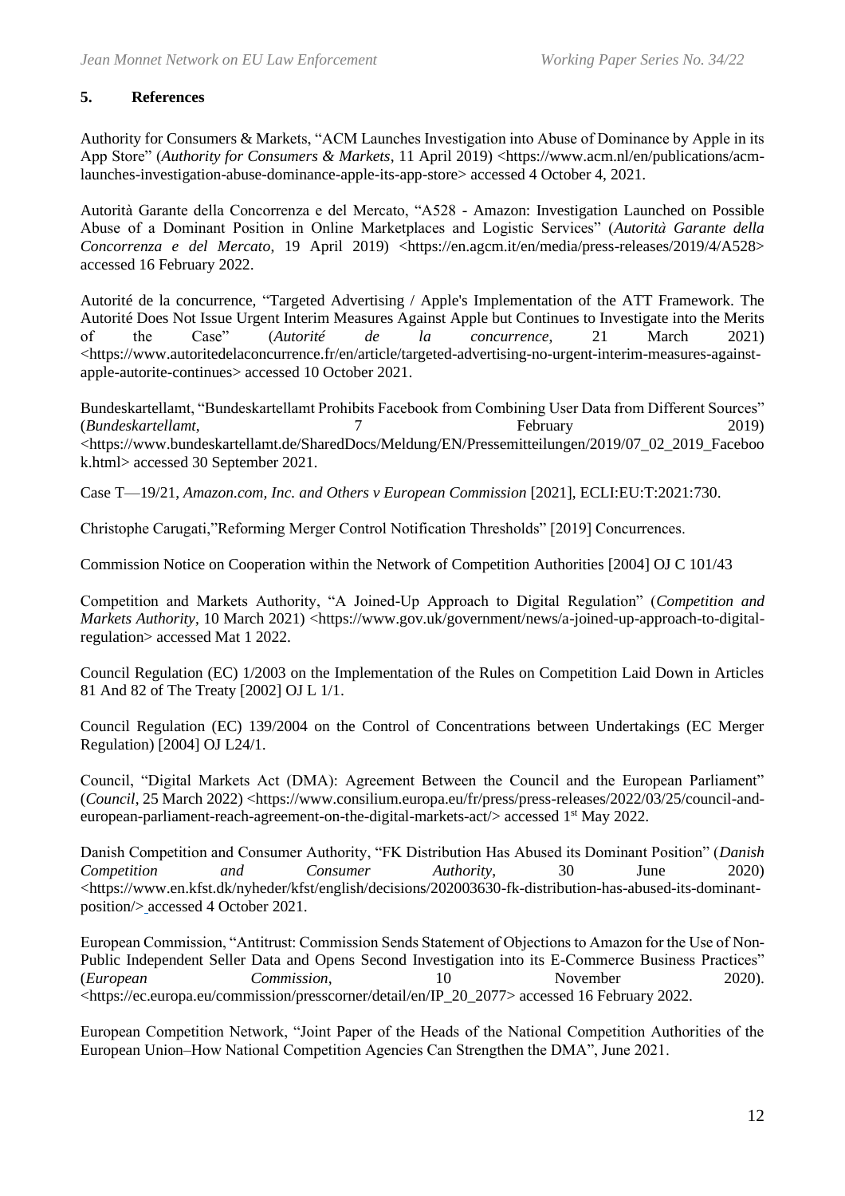## 5. References

Authority for Consumers & Markets, "ACM Launches Investigation into Abuse of Dominance by Apple in its App Store" (*Authority for Consumers & Markets*, 11 April 2019) <https://www.acm.nl/en/publications/acm-launches-investigation-abuse-dominance-apple-its-app-store> accessed 4 October 4, 2021.

Autorità Garante della Concorrenza e del Mercato, "A528 - Amazon: Investigation Launched on Possible Abuse of a Dominant Position in Online Marketplaces and Logistic Services" (*Autorità Garante della Concorrenza e del Mercato*, 19 April 2019) <https://en.agcm.it/en/media/press-releases/2019/4/A528> accessed 16 February 2022.

Autorité de la concurrence, "Targeted Advertising / Apple's Implementation of the ATT Framework. The Autorité Does Not Issue Urgent Interim Measures Against Apple but Continues to Investigate into the Merits of the Case" (*Autorité de la concurrence*, 21 March 2021) <https://www.autoritedelaconcurrence.fr/en/article/targeted-advertising-no-urgent-interim-measures-against-apple-autorite-continues> accessed 10 October 2021.

Bundeskartellamt, "Bundeskartellamt Prohibits Facebook from Combining User Data from Different Sources" (*Bundeskartellamt*, 7 February 2019) <https://www.bundeskartellamt.de/SharedDocs/Meldung/EN/Pressemitteilungen/2019/07_02_2019_Facebook.html> accessed 30 September 2021.

Case T—19/21, *Amazon.com, Inc. and Others v European Commission* [2021], ECLI:EU:T:2021:730.

Christophe Carugati,"Reforming Merger Control Notification Thresholds" [2019] Concurrences.

Commission Notice on Cooperation within the Network of Competition Authorities [2004] OJ C 101/43

Competition and Markets Authority, "A Joined-Up Approach to Digital Regulation" (*Competition and Markets Authority*, 10 March 2021) <https://www.gov.uk/government/news/a-joined-up-approach-to-digital-regulation> accessed Mat 1 2022.

Council Regulation (EC) 1/2003 on the Implementation of the Rules on Competition Laid Down in Articles 81 And 82 of The Treaty [2002] OJ L 1/1.

Council Regulation (EC) 139/2004 on the Control of Concentrations between Undertakings (EC Merger Regulation) [2004] OJ L24/1.

Council, "Digital Markets Act (DMA): Agreement Between the Council and the European Parliament" (*Council*, 25 March 2022) <https://www.consilium.europa.eu/fr/press/press-releases/2022/03/25/council-and-european-parliament-reach-agreement-on-the-digital-markets-act/> accessed 1st May 2022.

Danish Competition and Consumer Authority, "FK Distribution Has Abused its Dominant Position" (*Danish Competition and Consumer Authority*, 30 June 2020) <https://www.en.kfst.dk/nyheder/kfst/english/decisions/202003630-fk-distribution-has-abused-its-dominant-position/> accessed 4 October 2021.

European Commission, "Antitrust: Commission Sends Statement of Objections to Amazon for the Use of Non-Public Independent Seller Data and Opens Second Investigation into its E-Commerce Business Practices" (*European Commission*, 10 November 2020). <https://ec.europa.eu/commission/presscorner/detail/en/IP_20_2077> accessed 16 February 2022.

European Competition Network, "Joint Paper of the Heads of the National Competition Authorities of the European Union–How National Competition Agencies Can Strengthen the DMA", June 2021.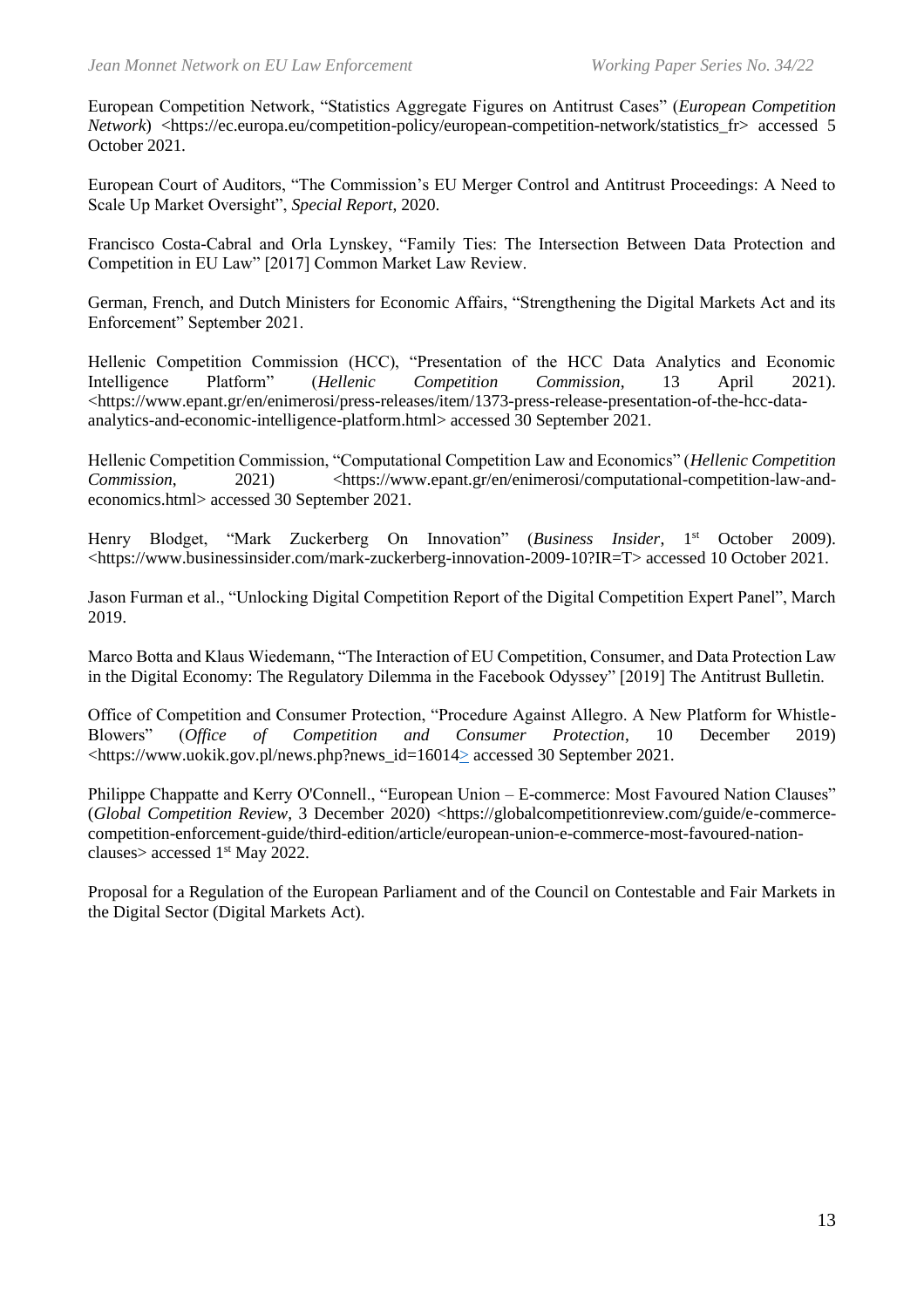European Competition Network, "Statistics Aggregate Figures on Antitrust Cases" (*European Competition Network*) <https://ec.europa.eu/competition-policy/european-competition-network/statistics_fr> accessed 5 October 2021.

European Court of Auditors, "The Commission's EU Merger Control and Antitrust Proceedings: A Need to Scale Up Market Oversight", *Special Report,* 2020.

Francisco Costa-Cabral and Orla Lynskey, "Family Ties: The Intersection Between Data Protection and Competition in EU Law" [2017] Common Market Law Review.

German, French, and Dutch Ministers for Economic Affairs, "Strengthening the Digital Markets Act and its Enforcement" September 2021.

Hellenic Competition Commission (HCC), "Presentation of the HCC Data Analytics and Economic Intelligence Platform" (*Hellenic Competition Commission*, 13 April 2021). <https://www.epant.gr/en/enimerosi/press-releases/item/1373-press-release-presentation-of-the-hcc-data-analytics-and-economic-intelligence-platform.html> accessed 30 September 2021.

Hellenic Competition Commission, "Computational Competition Law and Economics" (*Hellenic Competition Commission*, 2021) <https://www.epant.gr/en/enimerosi/computational-competition-law-and-economics.html> accessed 30 September 2021.

Henry Blodget, "Mark Zuckerberg On Innovation" (*Business Insider*, 1st October 2009). <https://www.businessinsider.com/mark-zuckerberg-innovation-2009-10?IR=T> accessed 10 October 2021.

Jason Furman et al., "Unlocking Digital Competition Report of the Digital Competition Expert Panel", March 2019.

Marco Botta and Klaus Wiedemann, "The Interaction of EU Competition, Consumer, and Data Protection Law in the Digital Economy: The Regulatory Dilemma in the Facebook Odyssey" [2019] The Antitrust Bulletin.

Office of Competition and Consumer Protection, "Procedure Against Allegro. A New Platform for Whistle-Blowers" (*Office of Competition and Consumer Protection*, 10 December 2019) <https://www.uokik.gov.pl/news.php?news_id=16014> accessed 30 September 2021.

Philippe Chappatte and Kerry O'Connell., "European Union – E-commerce: Most Favoured Nation Clauses" (*Global Competition Review*, 3 December 2020) <https://globalcompetitionreview.com/guide/e-commerce-competition-enforcement-guide/third-edition/article/european-union-e-commerce-most-favoured-nation-clauses> accessed 1st May 2022.

Proposal for a Regulation of the European Parliament and of the Council on Contestable and Fair Markets in the Digital Sector (Digital Markets Act).